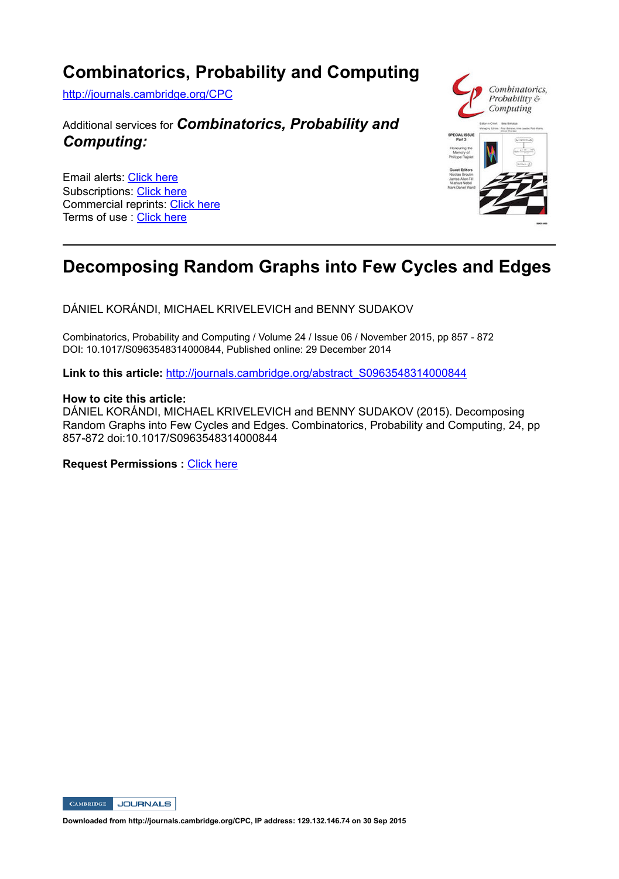# Combinatorics, Probability and Computing

http://journals.cambridge.org/CPC

Additional services for ***Combinatorics, Probability and Computing:***

Email alerts: Click here
Subscriptions: Click here
Commercial reprints: Click here
Terms of use : Click here

---

## Decomposing Random Graphs into Few Cycles and Edges

DÁNIEL KORÁNDI, MICHAEL KRIVELEVICH and BENNY SUDAKOV

Combinatorics, Probability and Computing / Volume 24 / Issue 06 / November 2015, pp 857 - 872
DOI: 10.1017/S0963548314000844, Published online: 29 December 2014

**Link to this article:** http://journals.cambridge.org/abstract_S0963548314000844

**How to cite this article:**
DÁNIEL KORÁNDI, MICHAEL KRIVELEVICH and BENNY SUDAKOV (2015). Decomposing Random Graphs into Few Cycles and Edges. Combinatorics, Probability and Computing, 24, pp 857-872 doi:10.1017/S0963548314000844

**Request Permissions :** Click here

Downloaded from http://journals.cambridge.org/CPC, IP address: 129.132.146.74 on 30 Sep 2015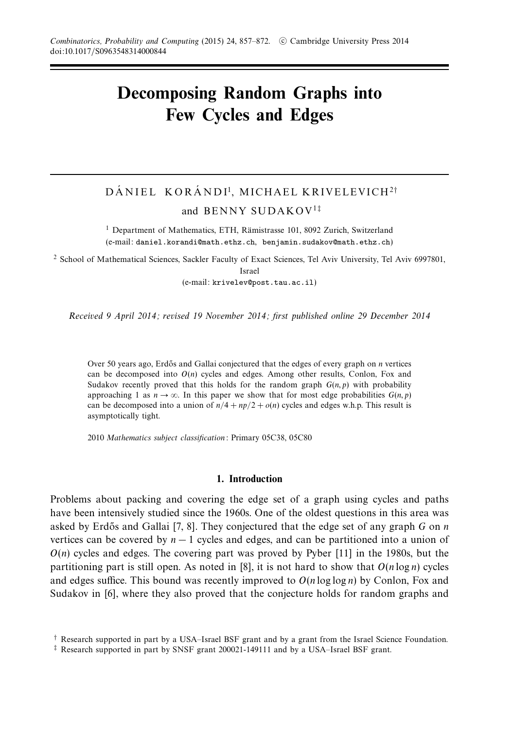# Decomposing Random Graphs into Few Cycles and Edges

DÁNIEL KORÁNDI[1], MICHAEL KRIVELEVICH[2†]

and BENNY SUDAKOV[1‡]

[1] Department of Mathematics, ETH, Rämistrasse 101, 8092 Zurich, Switzerland
(e-mail: daniel.korandi@math.ethz.ch, benjamin.sudakov@math.ethz.ch)

[2] School of Mathematical Sciences, Sackler Faculty of Exact Sciences, Tel Aviv University, Tel Aviv 6997801, Israel
(e-mail: krivelev@post.tau.ac.il)

*Received 9 April 2014; revised 19 November 2014; first published online 29 December 2014*

Over 50 years ago, Erdős and Gallai conjectured that the edges of every graph on $n$ vertices can be decomposed into $O(n)$ cycles and edges. Among other results, Conlon, Fox and Sudakov recently proved that this holds for the random graph $G(n, p)$ with probability approaching 1 as $n \to \infty$. In this paper we show that for most edge probabilities $G(n, p)$ can be decomposed into a union of $n/4 + np/2 + o(n)$ cycles and edges w.h.p. This result is asymptotically tight.

2010 *Mathematics subject classification*: Primary 05C38, 05C80

## 1. Introduction

Problems about packing and covering the edge set of a graph using cycles and paths have been intensively studied since the 1960s. One of the oldest questions in this area was asked by Erdős and Gallai [7, 8]. They conjectured that the edge set of any graph $G$ on $n$ vertices can be covered by $n - 1$ cycles and edges, and can be partitioned into a union of $O(n)$ cycles and edges. The covering part was proved by Pyber [11] in the 1980s, but the partitioning part is still open. As noted in [8], it is not hard to show that $O(n \log n)$ cycles and edges suffice. This bound was recently improved to $O(n \log \log n)$ by Conlon, Fox and Sudakov in [6], where they also proved that the conjecture holds for random graphs and

† Research supported in part by a USA–Israel BSF grant and by a grant from the Israel Science Foundation.

‡ Research supported in part by SNSF grant 200021-149111 and by a USA–Israel BSF grant.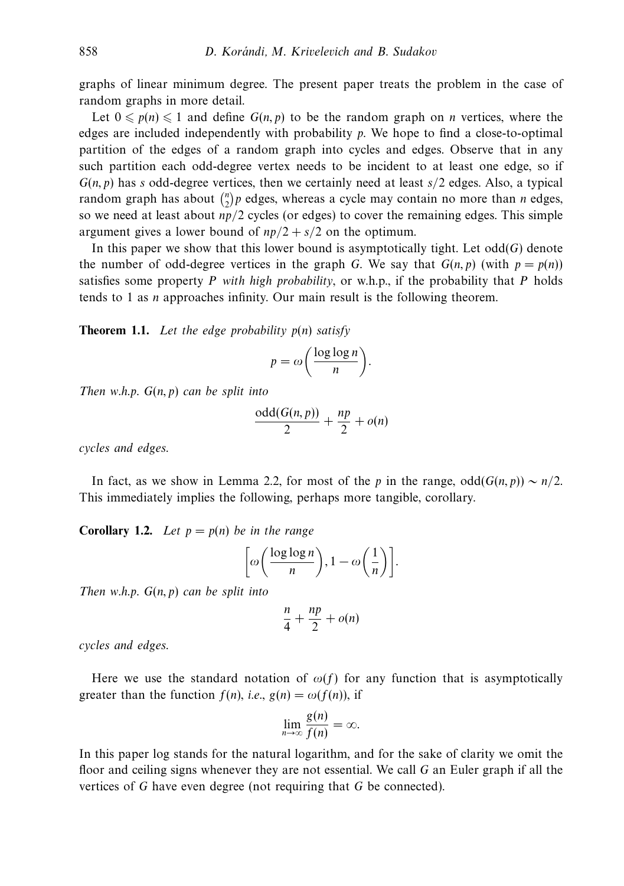graphs of linear minimum degree. The present paper treats the problem in the case of random graphs in more detail.

Let $0 \leqslant p(n) \leqslant 1$ and define $G(n,p)$ to be the random graph on $n$ vertices, where the edges are included independently with probability $p$. We hope to find a close-to-optimal partition of the edges of a random graph into cycles and edges. Observe that in any such partition each odd-degree vertex needs to be incident to at least one edge, so if $G(n,p)$ has $s$ odd-degree vertices, then we certainly need at least $s/2$ edges. Also, a typical random graph has about $\binom{n}{2}p$ edges, whereas a cycle may contain no more than $n$ edges, so we need at least about $np/2$ cycles (or edges) to cover the remaining edges. This simple argument gives a lower bound of $np/2 + s/2$ on the optimum.

In this paper we show that this lower bound is asymptotically tight. Let $\mathrm{odd}(G)$ denote the number of odd-degree vertices in the graph $G$. We say that $G(n,p)$ (with $p = p(n)$) satisfies some property $P$ *with high probability*, or w.h.p., if the probability that $P$ holds tends to 1 as $n$ approaches infinity. Our main result is the following theorem.

**Theorem 1.1.** *Let the edge probability $p(n)$ satisfy*

$$p = \omega\left(\frac{\log\log n}{n}\right).$$

*Then w.h.p. $G(n,p)$ can be split into*

$$\frac{\mathrm{odd}(G(n,p))}{2} + \frac{np}{2} + o(n)$$

*cycles and edges.*

In fact, as we show in Lemma 2.2, for most of the $p$ in the range, $\mathrm{odd}(G(n,p)) \sim n/2$. This immediately implies the following, perhaps more tangible, corollary.

**Corollary 1.2.** *Let $p = p(n)$ be in the range*

$$\left[\omega\left(\frac{\log\log n}{n}\right), 1 - \omega\left(\frac{1}{n}\right)\right].$$

*Then w.h.p. $G(n,p)$ can be split into*

$$\frac{n}{4} + \frac{np}{2} + o(n)$$

*cycles and edges.*

Here we use the standard notation of $\omega(f)$ for any function that is asymptotically greater than the function $f(n)$, *i.e.*, $g(n) = \omega(f(n))$, if

$$\lim_{n\to\infty} \frac{g(n)}{f(n)} = \infty.$$

In this paper log stands for the natural logarithm, and for the sake of clarity we omit the floor and ceiling signs whenever they are not essential. We call $G$ an Euler graph if all the vertices of $G$ have even degree (not requiring that $G$ be connected).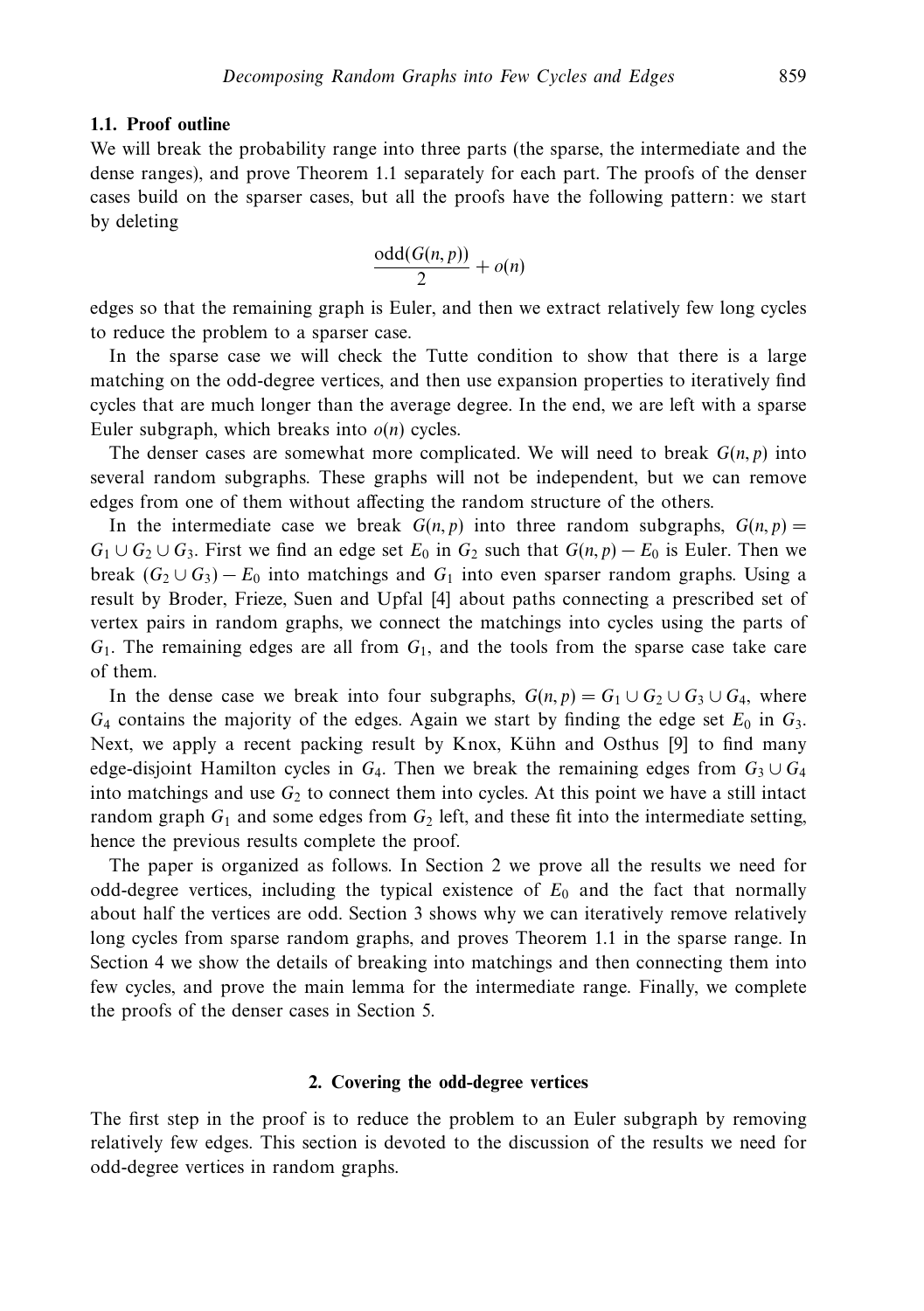### 1.1. Proof outline

We will break the probability range into three parts (the sparse, the intermediate and the dense ranges), and prove Theorem 1.1 separately for each part. The proofs of the denser cases build on the sparser cases, but all the proofs have the following pattern: we start by deleting

$$\frac{\text{odd}(G(n,p))}{2} + o(n)$$

edges so that the remaining graph is Euler, and then we extract relatively few long cycles to reduce the problem to a sparser case.

In the sparse case we will check the Tutte condition to show that there is a large matching on the odd-degree vertices, and then use expansion properties to iteratively find cycles that are much longer than the average degree. In the end, we are left with a sparse Euler subgraph, which breaks into $o(n)$ cycles.

The denser cases are somewhat more complicated. We will need to break $G(n,p)$ into several random subgraphs. These graphs will not be independent, but we can remove edges from one of them without affecting the random structure of the others.

In the intermediate case we break $G(n,p)$ into three random subgraphs, $G(n,p) = G_1 \cup G_2 \cup G_3$. First we find an edge set $E_0$ in $G_2$ such that $G(n,p) - E_0$ is Euler. Then we break $(G_2 \cup G_3) - E_0$ into matchings and $G_1$ into even sparser random graphs. Using a result by Broder, Frieze, Suen and Upfal [4] about paths connecting a prescribed set of vertex pairs in random graphs, we connect the matchings into cycles using the parts of $G_1$. The remaining edges are all from $G_1$, and the tools from the sparse case take care of them.

In the dense case we break into four subgraphs, $G(n,p) = G_1 \cup G_2 \cup G_3 \cup G_4$, where $G_4$ contains the majority of the edges. Again we start by finding the edge set $E_0$ in $G_3$. Next, we apply a recent packing result by Knox, Kühn and Osthus [9] to find many edge-disjoint Hamilton cycles in $G_4$. Then we break the remaining edges from $G_3 \cup G_4$ into matchings and use $G_2$ to connect them into cycles. At this point we have a still intact random graph $G_1$ and some edges from $G_2$ left, and these fit into the intermediate setting, hence the previous results complete the proof.

The paper is organized as follows. In Section 2 we prove all the results we need for odd-degree vertices, including the typical existence of $E_0$ and the fact that normally about half the vertices are odd. Section 3 shows why we can iteratively remove relatively long cycles from sparse random graphs, and proves Theorem 1.1 in the sparse range. In Section 4 we show the details of breaking into matchings and then connecting them into few cycles, and prove the main lemma for the intermediate range. Finally, we complete the proofs of the denser cases in Section 5.

## 2. Covering the odd-degree vertices

The first step in the proof is to reduce the problem to an Euler subgraph by removing relatively few edges. This section is devoted to the discussion of the results we need for odd-degree vertices in random graphs.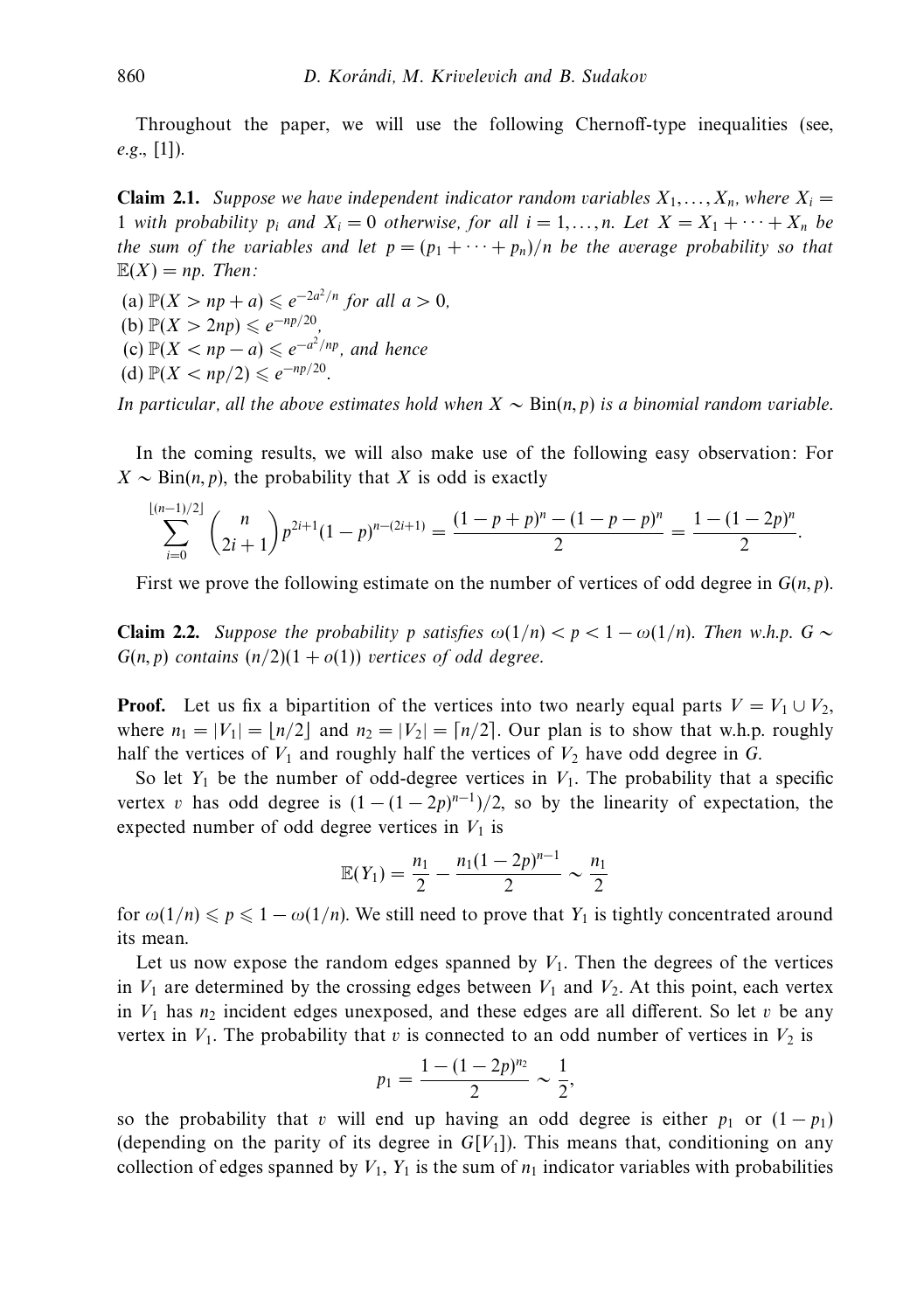Throughout the paper, we will use the following Chernoff-type inequalities (see, *e.g.*, [1]).

**Claim 2.1.** *Suppose we have independent indicator random variables $X_1, \dots, X_n$, where $X_i = 1$ with probability $p_i$ and $X_i = 0$ otherwise, for all $i = 1, \dots, n$. Let $X = X_1 + \cdots + X_n$ be the sum of the variables and let $p = (p_1 + \cdots + p_n)/n$ be the average probability so that $\mathbb{E}(X) = np$. Then:*

(a) $\mathbb{P}(X > np + a) \leqslant e^{-2a^2/n}$ *for all* $a > 0$,
(b) $\mathbb{P}(X > 2np) \leqslant e^{-np/20}$,
(c) $\mathbb{P}(X < np - a) \leqslant e^{-a^2/np}$, *and hence*
(d) $\mathbb{P}(X < np/2) \leqslant e^{-np/20}$.

*In particular, all the above estimates hold when $X \sim \mathrm{Bin}(n, p)$ is a binomial random variable.*

In the coming results, we will also make use of the following easy observation: For $X \sim \mathrm{Bin}(n, p)$, the probability that $X$ is odd is exactly

$$\sum_{i=0}^{\lfloor (n-1)/2 \rfloor} \binom{n}{2i+1} p^{2i+1}(1-p)^{n-(2i+1)} = \frac{(1-p+p)^n - (1-p-p)^n}{2} = \frac{1-(1-2p)^n}{2}.$$

First we prove the following estimate on the number of vertices of odd degree in $G(n, p)$.

**Claim 2.2.** *Suppose the probability $p$ satisfies $\omega(1/n) < p < 1 - \omega(1/n)$. Then w.h.p. $G \sim G(n, p)$ contains $(n/2)(1 + o(1))$ vertices of odd degree.*

**Proof.** Let us fix a bipartition of the vertices into two nearly equal parts $V = V_1 \cup V_2$, where $n_1 = |V_1| = \lfloor n/2 \rfloor$ and $n_2 = |V_2| = \lceil n/2 \rceil$. Our plan is to show that w.h.p. roughly half the vertices of $V_1$ and roughly half the vertices of $V_2$ have odd degree in $G$.

So let $Y_1$ be the number of odd-degree vertices in $V_1$. The probability that a specific vertex $v$ has odd degree is $(1 - (1 - 2p)^{n-1})/2$, so by the linearity of expectation, the expected number of odd degree vertices in $V_1$ is

$$\mathbb{E}(Y_1) = \frac{n_1}{2} - \frac{n_1(1-2p)^{n-1}}{2} \sim \frac{n_1}{2}$$

for $\omega(1/n) \leqslant p \leqslant 1 - \omega(1/n)$. We still need to prove that $Y_1$ is tightly concentrated around its mean.

Let us now expose the random edges spanned by $V_1$. Then the degrees of the vertices in $V_1$ are determined by the crossing edges between $V_1$ and $V_2$. At this point, each vertex in $V_1$ has $n_2$ incident edges unexposed, and these edges are all different. So let $v$ be any vertex in $V_1$. The probability that $v$ is connected to an odd number of vertices in $V_2$ is

$$p_1 = \frac{1-(1-2p)^{n_2}}{2} \sim \frac{1}{2},$$

so the probability that $v$ will end up having an odd degree is either $p_1$ or $(1 - p_1)$ (depending on the parity of its degree in $G[V_1]$). This means that, conditioning on any collection of edges spanned by $V_1$, $Y_1$ is the sum of $n_1$ indicator variables with probabilities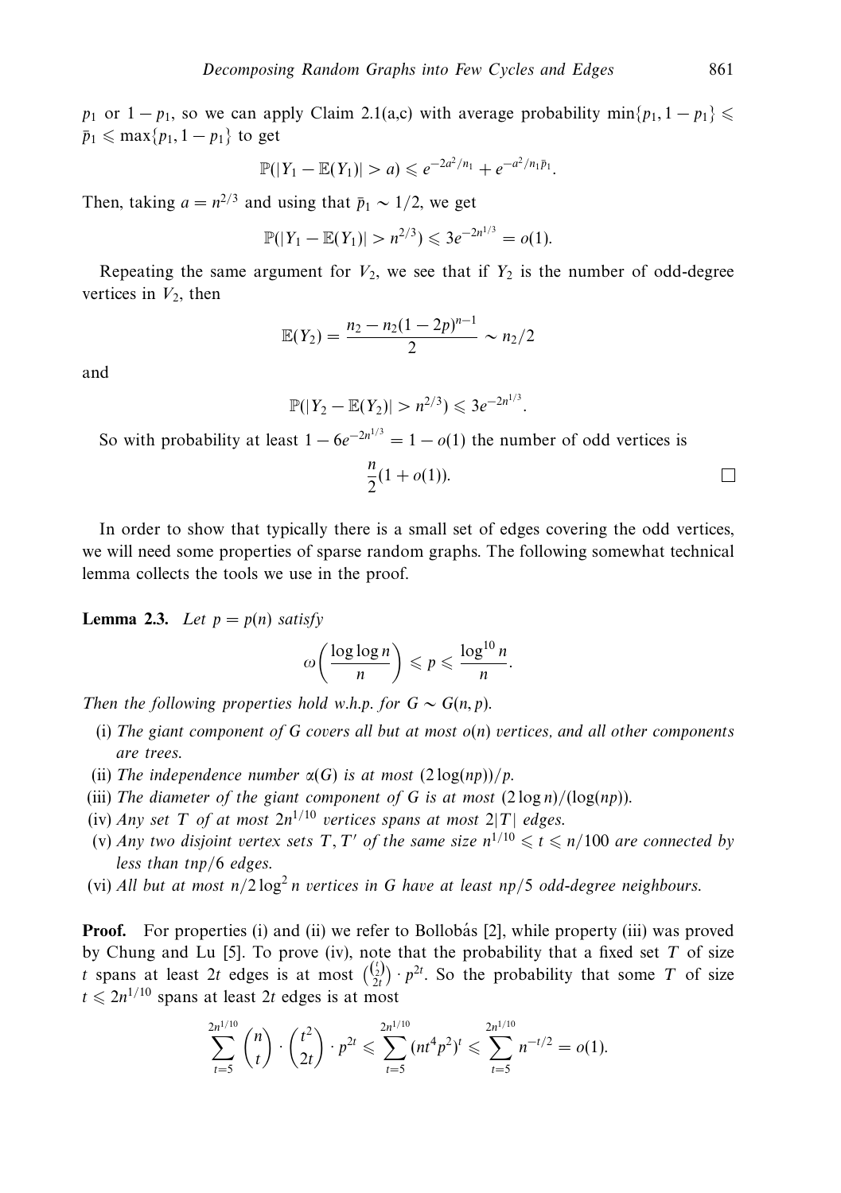$p_1$ or $1 - p_1$, so we can apply Claim 2.1(a,c) with average probability $\min\{p_1, 1 - p_1\} \leqslant \bar{p}_1 \leqslant \max\{p_1, 1 - p_1\}$ to get

$$\mathbb{P}(|Y_1 - \mathbb{E}(Y_1)| > a) \leqslant e^{-2a^2/n_1} + e^{-a^2/n_1\bar{p}_1}.$$

Then, taking $a = n^{2/3}$ and using that $\bar{p}_1 \sim 1/2$, we get

$$\mathbb{P}(|Y_1 - \mathbb{E}(Y_1)| > n^{2/3}) \leqslant 3e^{-2n^{1/3}} = o(1).$$

Repeating the same argument for $V_2$, we see that if $Y_2$ is the number of odd-degree vertices in $V_2$, then

$$\mathbb{E}(Y_2) = \frac{n_2 - n_2(1 - 2p)^{n-1}}{2} \sim n_2/2$$

and

$$\mathbb{P}(|Y_2 - \mathbb{E}(Y_2)| > n^{2/3}) \leqslant 3e^{-2n^{1/3}}.$$

So with probability at least $1 - 6e^{-2n^{1/3}} = 1 - o(1)$ the number of odd vertices is

$$\frac{n}{2}(1 + o(1)). \qquad \square$$

In order to show that typically there is a small set of edges covering the odd vertices, we will need some properties of sparse random graphs. The following somewhat technical lemma collects the tools we use in the proof.

**Lemma 2.3.** *Let $p = p(n)$ satisfy*

$$\omega\left(\frac{\log \log n}{n}\right) \leqslant p \leqslant \frac{\log^{10} n}{n}.$$

*Then the following properties hold w.h.p. for $G \sim G(n, p)$.*

- (i) *The giant component of $G$ covers all but at most $o(n)$ vertices, and all other components are trees.*
- (ii) *The independence number $\alpha(G)$ is at most $(2\log(np))/p$.*
- (iii) *The diameter of the giant component of $G$ is at most $(2\log n)/(\log(np))$.*
- (iv) *Any set $T$ of at most $2n^{1/10}$ vertices spans at most $2|T|$ edges.*
- (v) *Any two disjoint vertex sets $T, T'$ of the same size $n^{1/10} \leqslant t \leqslant n/100$ are connected by less than $tnp/6$ edges.*
- (vi) *All but at most $n/2\log^2 n$ vertices in $G$ have at least $np/5$ odd-degree neighbours.*

**Proof.** For properties (i) and (ii) we refer to Bollobás [2], while property (iii) was proved by Chung and Lu [5]. To prove (iv), note that the probability that a fixed set $T$ of size $t$ spans at least $2t$ edges is at most $\binom{\binom{t}{2}}{2t} \cdot p^{2t}$. So the probability that some $T$ of size $t \leqslant 2n^{1/10}$ spans at least $2t$ edges is at most

$$\sum_{t=5}^{2n^{1/10}} \binom{n}{t} \cdot \binom{t^2}{2t} \cdot p^{2t} \leqslant \sum_{t=5}^{2n^{1/10}} (nt^4p^2)^t \leqslant \sum_{t=5}^{2n^{1/10}} n^{-t/2} = o(1).$$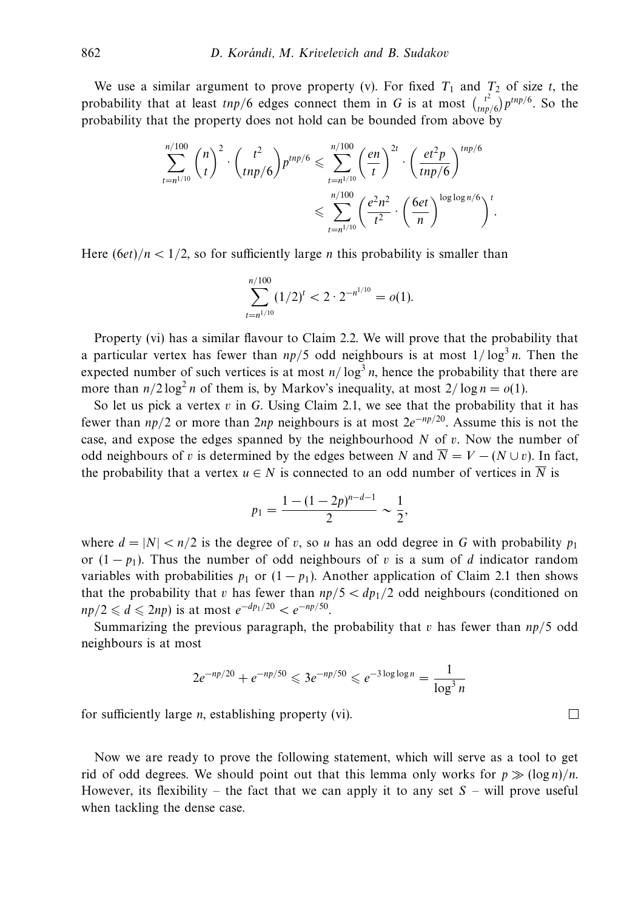We use a similar argument to prove property (v). For fixed $T_1$ and $T_2$ of size $t$, the probability that at least $tnp/6$ edges connect them in $G$ is at most $\binom{t^2}{tnp/6}p^{tnp/6}$. So the probability that the property does not hold can be bounded from above by

$$\sum_{t=n^{1/10}}^{n/100} \binom{n}{t}^2 \cdot \binom{t^2}{tnp/6} p^{tnp/6} \leqslant \sum_{t=n^{1/10}}^{n/100} \left(\frac{en}{t}\right)^{2t} \cdot \left(\frac{et^2 p}{tnp/6}\right)^{tnp/6}$$

$$\leqslant \sum_{t=n^{1/10}}^{n/100} \left(\frac{e^2 n^2}{t^2} \cdot \left(\frac{6et}{n}\right)^{\log\log n/6}\right)^t.$$

Here $(6et)/n < 1/2$, so for sufficiently large $n$ this probability is smaller than

$$\sum_{t=n^{1/10}}^{n/100} (1/2)^t < 2 \cdot 2^{-n^{1/10}} = o(1).$$

Property (vi) has a similar flavour to Claim 2.2. We will prove that the probability that a particular vertex has fewer than $np/5$ odd neighbours is at most $1/\log^3 n$. Then the expected number of such vertices is at most $n/\log^3 n$, hence the probability that there are more than $n/2\log^2 n$ of them is, by Markov's inequality, at most $2/\log n = o(1)$.

So let us pick a vertex $v$ in $G$. Using Claim 2.1, we see that the probability that it has fewer than $np/2$ or more than $2np$ neighbours is at most $2e^{-np/20}$. Assume this is not the case, and expose the edges spanned by the neighbourhood $N$ of $v$. Now the number of odd neighbours of $v$ is determined by the edges between $N$ and $\overline{N} = V - (N \cup v)$. In fact, the probability that a vertex $u \in N$ is connected to an odd number of vertices in $\overline{N}$ is

$$p_1 = \frac{1 - (1-2p)^{n-d-1}}{2} \sim \frac{1}{2},$$

where $d = |N| < n/2$ is the degree of $v$, so $u$ has an odd degree in $G$ with probability $p_1$ or $(1 - p_1)$. Thus the number of odd neighbours of $v$ is a sum of $d$ indicator random variables with probabilities $p_1$ or $(1 - p_1)$. Another application of Claim 2.1 then shows that the probability that $v$ has fewer than $np/5 < dp_1/2$ odd neighbours (conditioned on $np/2 \leqslant d \leqslant 2np$) is at most $e^{-dp_1/20} < e^{-np/50}$.

Summarizing the previous paragraph, the probability that $v$ has fewer than $np/5$ odd neighbours is at most

$$2e^{-np/20} + e^{-np/50} \leqslant 3e^{-np/50} \leqslant e^{-3\log\log n} = \frac{1}{\log^3 n}$$

for sufficiently large $n$, establishing property (vi). $\square$

Now we are ready to prove the following statement, which will serve as a tool to get rid of odd degrees. We should point out that this lemma only works for $p \gg (\log n)/n$. However, its flexibility – the fact that we can apply it to any set $S$ – will prove useful when tackling the dense case.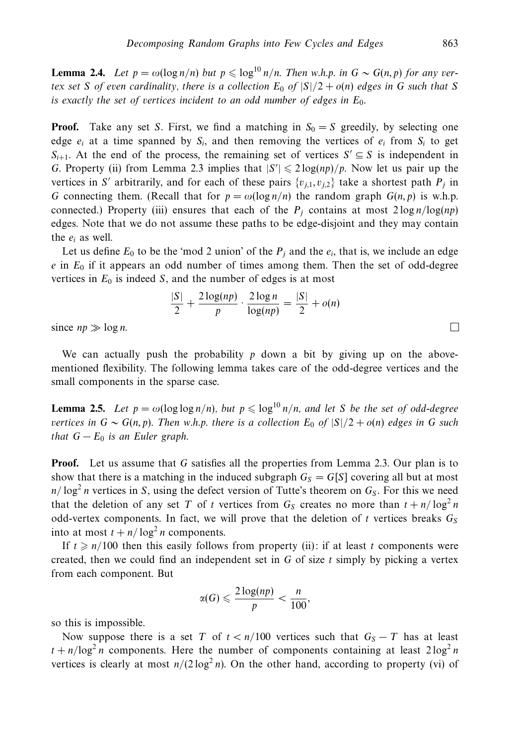**Lemma 2.4.** *Let $p = \omega(\log n/n)$ but $p \leqslant \log^{10} n/n$. Then w.h.p. in $G \sim G(n,p)$ for any vertex set $S$ of even cardinality, there is a collection $E_0$ of $|S|/2 + o(n)$ edges in $G$ such that $S$ is exactly the set of vertices incident to an odd number of edges in $E_0$.*

**Proof.** Take any set $S$. First, we find a matching in $S_0 = S$ greedily, by selecting one edge $e_i$ at a time spanned by $S_i$, and then removing the vertices of $e_i$ from $S_i$ to get $S_{i+1}$. At the end of the process, the remaining set of vertices $S' \subseteq S$ is independent in $G$. Property (ii) from Lemma 2.3 implies that $|S'| \leqslant 2\log(np)/p$. Now let us pair up the vertices in $S'$ arbitrarily, and for each of these pairs $\{v_{j,1}, v_{j,2}\}$ take a shortest path $P_j$ in $G$ connecting them. (Recall that for $p = \omega(\log n/n)$ the random graph $G(n,p)$ is w.h.p. connected.) Property (iii) ensures that each of the $P_j$ contains at most $2\log n/\log(np)$ edges. Note that we do not assume these paths to be edge-disjoint and they may contain the $e_i$ as well.

Let us define $E_0$ to be the 'mod 2 union' of the $P_j$ and the $e_i$, that is, we include an edge $e$ in $E_0$ if it appears an odd number of times among them. Then the set of odd-degree vertices in $E_0$ is indeed $S$, and the number of edges is at most

$$\frac{|S|}{2} + \frac{2\log(np)}{p} \cdot \frac{2\log n}{\log(np)} = \frac{|S|}{2} + o(n)$$

since $np \gg \log n$. □

We can actually push the probability $p$ down a bit by giving up on the above-mentioned flexibility. The following lemma takes care of the odd-degree vertices and the small components in the sparse case.

**Lemma 2.5.** *Let $p = \omega(\log\log n/n)$, but $p \leqslant \log^{10} n/n$, and let $S$ be the set of odd-degree vertices in $G \sim G(n,p)$. Then w.h.p. there is a collection $E_0$ of $|S|/2 + o(n)$ edges in $G$ such that $G - E_0$ is an Euler graph.*

**Proof.** Let us assume that $G$ satisfies all the properties from Lemma 2.3. Our plan is to show that there is a matching in the induced subgraph $G_S = G[S]$ covering all but at most $n/\log^2 n$ vertices in $S$, using the defect version of Tutte's theorem on $G_S$. For this we need that the deletion of any set $T$ of $t$ vertices from $G_S$ creates no more than $t + n/\log^2 n$ odd-vertex components. In fact, we will prove that the deletion of $t$ vertices breaks $G_S$ into at most $t + n/\log^2 n$ components.

If $t \geqslant n/100$ then this easily follows from property (ii): if at least $t$ components were created, then we could find an independent set in $G$ of size $t$ simply by picking a vertex from each component. But

$$\alpha(G) \leqslant \frac{2\log(np)}{p} < \frac{n}{100},$$

so this is impossible.

Now suppose there is a set $T$ of $t < n/100$ vertices such that $G_S - T$ has at least $t + n/\log^2 n$ components. Here the number of components containing at least $2\log^2 n$ vertices is clearly at most $n/(2\log^2 n)$. On the other hand, according to property (vi) of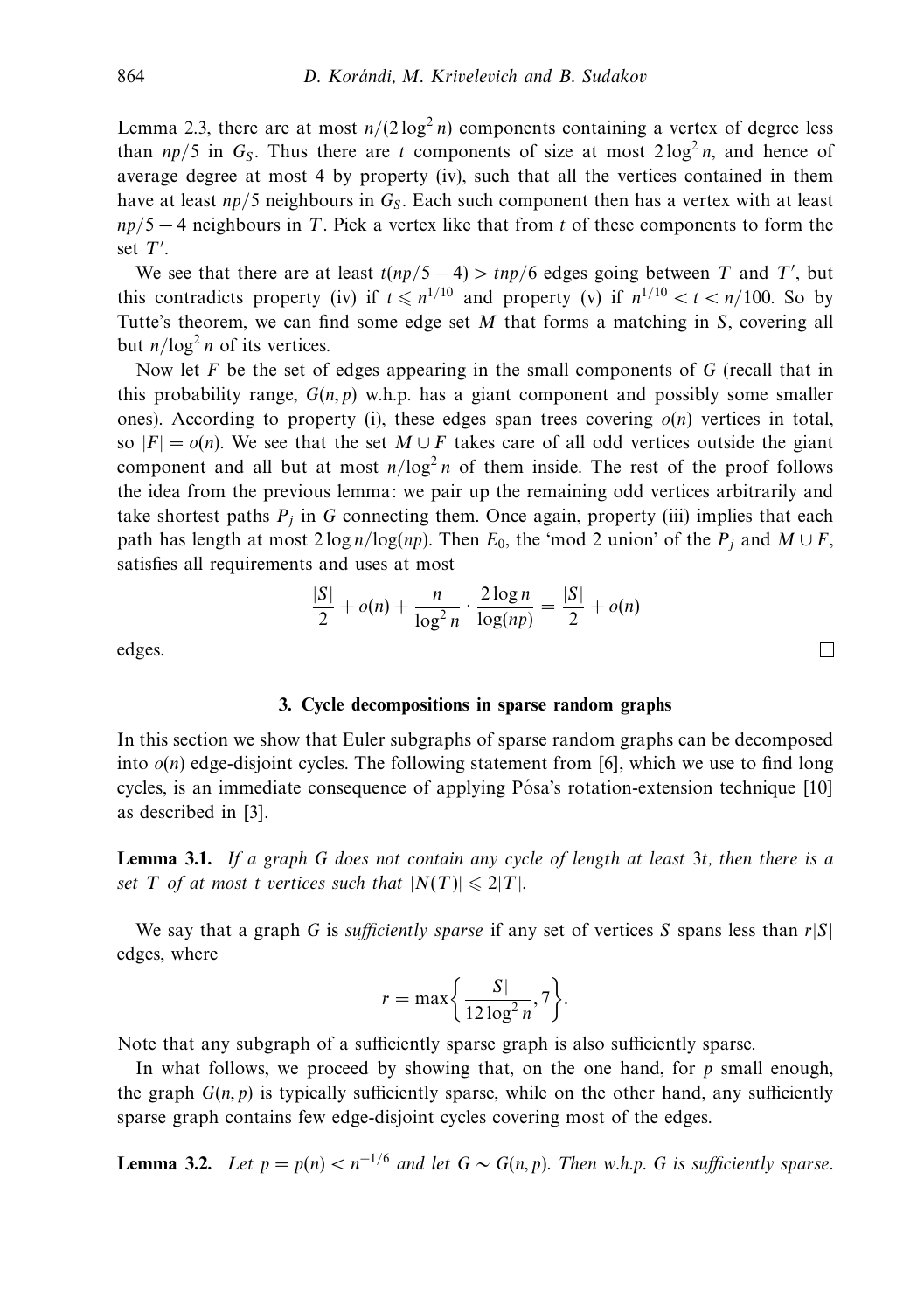Lemma 2.3, there are at most $n/(2\log^2 n)$ components containing a vertex of degree less than $np/5$ in $G_S$. Thus there are $t$ components of size at most $2\log^2 n$, and hence of average degree at most 4 by property (iv), such that all the vertices contained in them have at least $np/5$ neighbours in $G_S$. Each such component then has a vertex with at least $np/5 - 4$ neighbours in $T$. Pick a vertex like that from $t$ of these components to form the set $T'$.

We see that there are at least $t(np/5 - 4) > tnp/6$ edges going between $T$ and $T'$, but this contradicts property (iv) if $t \leqslant n^{1/10}$ and property (v) if $n^{1/10} < t < n/100$. So by Tutte's theorem, we can find some edge set $M$ that forms a matching in $S$, covering all but $n/\log^2 n$ of its vertices.

Now let $F$ be the set of edges appearing in the small components of $G$ (recall that in this probability range, $G(n, p)$ w.h.p. has a giant component and possibly some smaller ones). According to property (i), these edges span trees covering $o(n)$ vertices in total, so $|F| = o(n)$. We see that the set $M \cup F$ takes care of all odd vertices outside the giant component and all but at most $n/\log^2 n$ of them inside. The rest of the proof follows the idea from the previous lemma: we pair up the remaining odd vertices arbitrarily and take shortest paths $P_j$ in $G$ connecting them. Once again, property (iii) implies that each path has length at most $2\log n/\log(np)$. Then $E_0$, the 'mod 2 union' of the $P_j$ and $M \cup F$, satisfies all requirements and uses at most

$$\frac{|S|}{2} + o(n) + \frac{n}{\log^2 n} \cdot \frac{2\log n}{\log(np)} = \frac{|S|}{2} + o(n)$$

edges. □

### 3. Cycle decompositions in sparse random graphs

In this section we show that Euler subgraphs of sparse random graphs can be decomposed into $o(n)$ edge-disjoint cycles. The following statement from [6], which we use to find long cycles, is an immediate consequence of applying Pósa's rotation-extension technique [10] as described in [3].

**Lemma 3.1.** *If a graph $G$ does not contain any cycle of length at least $3t$, then there is a set $T$ of at most $t$ vertices such that $|N(T)| \leqslant 2|T|$.*

We say that a graph $G$ is *sufficiently sparse* if any set of vertices $S$ spans less than $r|S|$ edges, where

$$r = \max\left\{\frac{|S|}{12\log^2 n}, 7\right\}.$$

Note that any subgraph of a sufficiently sparse graph is also sufficiently sparse.

In what follows, we proceed by showing that, on the one hand, for $p$ small enough, the graph $G(n, p)$ is typically sufficiently sparse, while on the other hand, any sufficiently sparse graph contains few edge-disjoint cycles covering most of the edges.

**Lemma 3.2.** *Let $p = p(n) < n^{-1/6}$ and let $G \sim G(n, p)$. Then w.h.p. $G$ is sufficiently sparse.*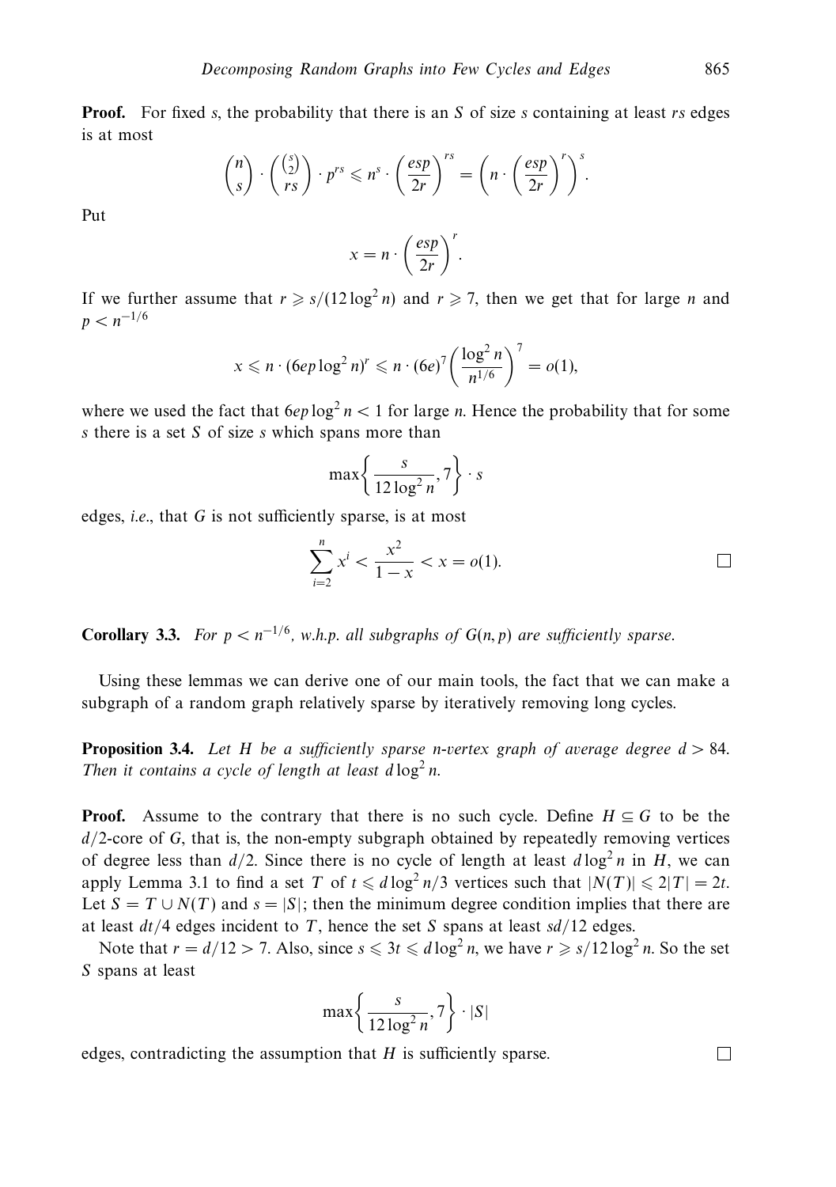**Proof.** For fixed $s$, the probability that there is an $S$ of size $s$ containing at least $rs$ edges is at most

$$\binom{n}{s} \cdot \binom{\binom{s}{2}}{rs} \cdot p^{rs} \leqslant n^s \cdot \left(\frac{esp}{2r}\right)^{rs} = \left(n \cdot \left(\frac{esp}{2r}\right)^r\right)^s.$$

Put

$$x = n \cdot \left(\frac{esp}{2r}\right)^r.$$

If we further assume that $r \geqslant s/(12 \log^2 n)$ and $r \geqslant 7$, then we get that for large $n$ and $p < n^{-1/6}$

$$x \leqslant n \cdot (6ep \log^2 n)^r \leqslant n \cdot (6e)^7 \left(\frac{\log^2 n}{n^{1/6}}\right)^7 = o(1),$$

where we used the fact that $6ep \log^2 n < 1$ for large $n$. Hence the probability that for some $s$ there is a set $S$ of size $s$ which spans more than

$$\max\left\{\frac{s}{12 \log^2 n}, 7\right\} \cdot s$$

edges, *i.e.*, that $G$ is not sufficiently sparse, is at most

$$\sum_{i=2}^{n} x^i < \frac{x^2}{1-x} < x = o(1).$$

□

**Corollary 3.3.** *For $p < n^{-1/6}$, w.h.p. all subgraphs of $G(n,p)$ are sufficiently sparse.*

Using these lemmas we can derive one of our main tools, the fact that we can make a subgraph of a random graph relatively sparse by iteratively removing long cycles.

**Proposition 3.4.** *Let $H$ be a sufficiently sparse $n$-vertex graph of average degree $d > 84$. Then it contains a cycle of length at least $d \log^2 n$.*

**Proof.** Assume to the contrary that there is no such cycle. Define $H \subseteq G$ to be the $d/2$-core of $G$, that is, the non-empty subgraph obtained by repeatedly removing vertices of degree less than $d/2$. Since there is no cycle of length at least $d \log^2 n$ in $H$, we can apply Lemma 3.1 to find a set $T$ of $t \leqslant d \log^2 n/3$ vertices such that $|N(T)| \leqslant 2|T| = 2t$. Let $S = T \cup N(T)$ and $s = |S|$; then the minimum degree condition implies that there are at least $dt/4$ edges incident to $T$, hence the set $S$ spans at least $sd/12$ edges.

Note that $r = d/12 > 7$. Also, since $s \leqslant 3t \leqslant d \log^2 n$, we have $r \geqslant s/12 \log^2 n$. So the set $S$ spans at least

$$\max\left\{\frac{s}{12 \log^2 n}, 7\right\} \cdot |S|$$

edges, contradicting the assumption that $H$ is sufficiently sparse.

□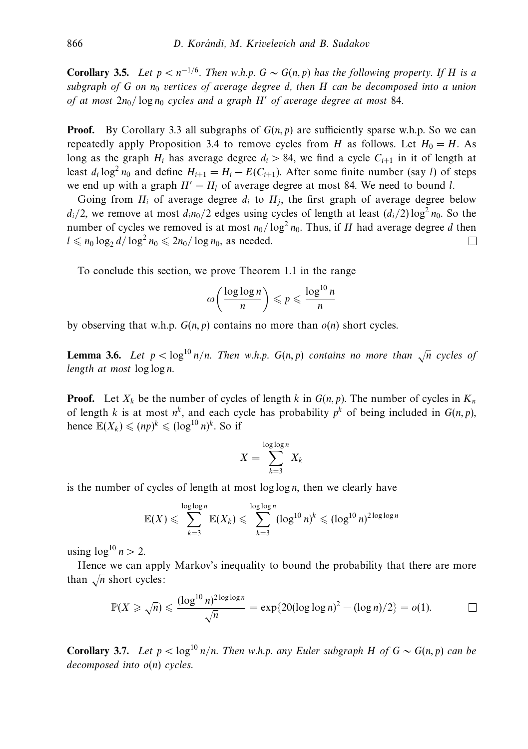**Corollary 3.5.** *Let $p < n^{-1/6}$. Then w.h.p. $G \sim G(n, p)$ has the following property. If $H$ is a subgraph of $G$ on $n_0$ vertices of average degree $d$, then $H$ can be decomposed into a union of at most $2n_0/\log n_0$ cycles and a graph $H'$ of average degree at most 84.*

**Proof.** By Corollary 3.3 all subgraphs of $G(n, p)$ are sufficiently sparse w.h.p. So we can repeatedly apply Proposition 3.4 to remove cycles from $H$ as follows. Let $H_0 = H$. As long as the graph $H_i$ has average degree $d_i > 84$, we find a cycle $C_{i+1}$ in it of length at least $d_i \log^2 n_0$ and define $H_{i+1} = H_i - E(C_{i+1})$. After some finite number (say $l$) of steps we end up with a graph $H' = H_l$ of average degree at most 84. We need to bound $l$.

Going from $H_i$ of average degree $d_i$ to $H_j$, the first graph of average degree below $d_i/2$, we remove at most $d_i n_0/2$ edges using cycles of length at least $(d_i/2)\log^2 n_0$. So the number of cycles we removed is at most $n_0/\log^2 n_0$. Thus, if $H$ had average degree $d$ then $l \leqslant n_0 \log_2 d/\log^2 n_0 \leqslant 2n_0/\log n_0$, as needed. □

To conclude this section, we prove Theorem 1.1 in the range

$$\omega\left(\frac{\log\log n}{n}\right) \leqslant p \leqslant \frac{\log^{10} n}{n}$$

by observing that w.h.p. $G(n, p)$ contains no more than $o(n)$ short cycles.

**Lemma 3.6.** *Let $p < \log^{10} n/n$. Then w.h.p. $G(n, p)$ contains no more than $\sqrt{n}$ cycles of length at most $\log\log n$.*

**Proof.** Let $X_k$ be the number of cycles of length $k$ in $G(n, p)$. The number of cycles in $K_n$ of length $k$ is at most $n^k$, and each cycle has probability $p^k$ of being included in $G(n, p)$, hence $\mathbb{E}(X_k) \leqslant (np)^k \leqslant (\log^{10} n)^k$. So if

$$X = \sum_{k=3}^{\log\log n} X_k$$

is the number of cycles of length at most $\log\log n$, then we clearly have

$$\mathbb{E}(X) \leqslant \sum_{k=3}^{\log\log n} \mathbb{E}(X_k) \leqslant \sum_{k=3}^{\log\log n} (\log^{10} n)^k \leqslant (\log^{10} n)^{2\log\log n}$$

using $\log^{10} n > 2$.

Hence we can apply Markov's inequality to bound the probability that there are more than $\sqrt{n}$ short cycles:

$$\mathbb{P}(X \geqslant \sqrt{n}) \leqslant \frac{(\log^{10} n)^{2\log\log n}}{\sqrt{n}} = \exp\{20(\log\log n)^2 - (\log n)/2\} = o(1). \qquad \square$$

**Corollary 3.7.** *Let $p < \log^{10} n/n$. Then w.h.p. any Euler subgraph $H$ of $G \sim G(n, p)$ can be decomposed into $o(n)$ cycles.*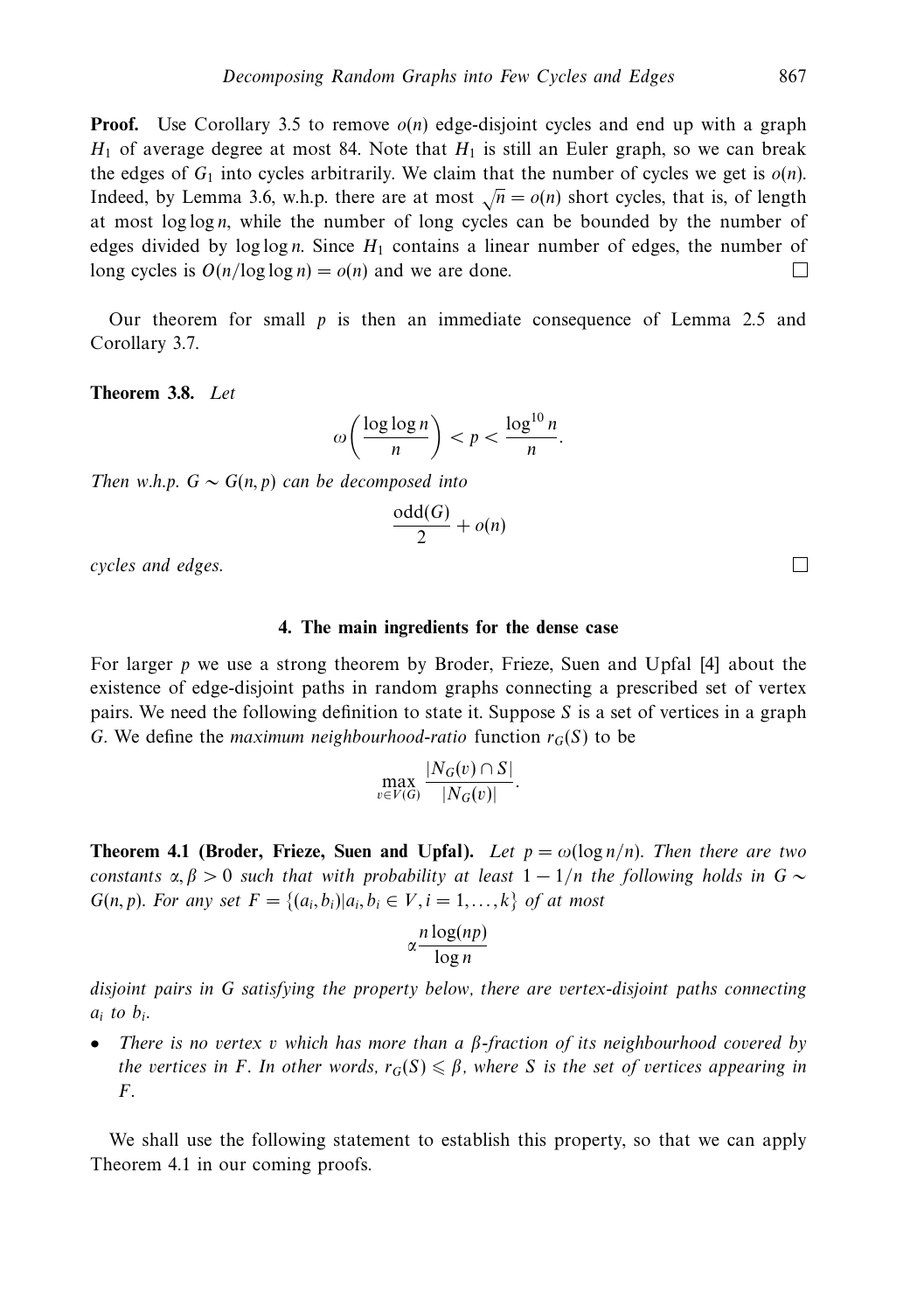**Proof.** Use Corollary 3.5 to remove $o(n)$ edge-disjoint cycles and end up with a graph $H_1$ of average degree at most 84. Note that $H_1$ is still an Euler graph, so we can break the edges of $G_1$ into cycles arbitrarily. We claim that the number of cycles we get is $o(n)$. Indeed, by Lemma 3.6, w.h.p. there are at most $\sqrt{n} = o(n)$ short cycles, that is, of length at most $\log \log n$, while the number of long cycles can be bounded by the number of edges divided by $\log \log n$. Since $H_1$ contains a linear number of edges, the number of long cycles is $O(n/\log \log n) = o(n)$ and we are done. □

Our theorem for small $p$ is then an immediate consequence of Lemma 2.5 and Corollary 3.7.

**Theorem 3.8.** *Let*

$$\omega\left(\frac{\log \log n}{n}\right) < p < \frac{\log^{10} n}{n}.$$

*Then w.h.p. $G \sim G(n, p)$ can be decomposed into*

$$\frac{\mathrm{odd}(G)}{2} + o(n)$$

*cycles and edges.* □

## 4. The main ingredients for the dense case

For larger $p$ we use a strong theorem by Broder, Frieze, Suen and Upfal [4] about the existence of edge-disjoint paths in random graphs connecting a prescribed set of vertex pairs. We need the following definition to state it. Suppose $S$ is a set of vertices in a graph $G$. We define the *maximum neighbourhood-ratio* function $r_G(S)$ to be

$$\max_{v \in V(G)} \frac{|N_G(v) \cap S|}{|N_G(v)|}.$$

**Theorem 4.1 (Broder, Frieze, Suen and Upfal).** *Let $p = \omega(\log n/n)$. Then there are two constants $\alpha, \beta > 0$ such that with probability at least $1 - 1/n$ the following holds in $G \sim G(n, p)$. For any set $F = \{(a_i, b_i) | a_i, b_i \in V, i = 1, \ldots, k\}$ of at most*

$$\alpha \frac{n \log(np)}{\log n}$$

*disjoint pairs in $G$ satisfying the property below, there are vertex-disjoint paths connecting $a_i$ to $b_i$.*

- *There is no vertex $v$ which has more than a $\beta$-fraction of its neighbourhood covered by the vertices in $F$. In other words, $r_G(S) \leqslant \beta$, where $S$ is the set of vertices appearing in $F$.*

We shall use the following statement to establish this property, so that we can apply Theorem 4.1 in our coming proofs.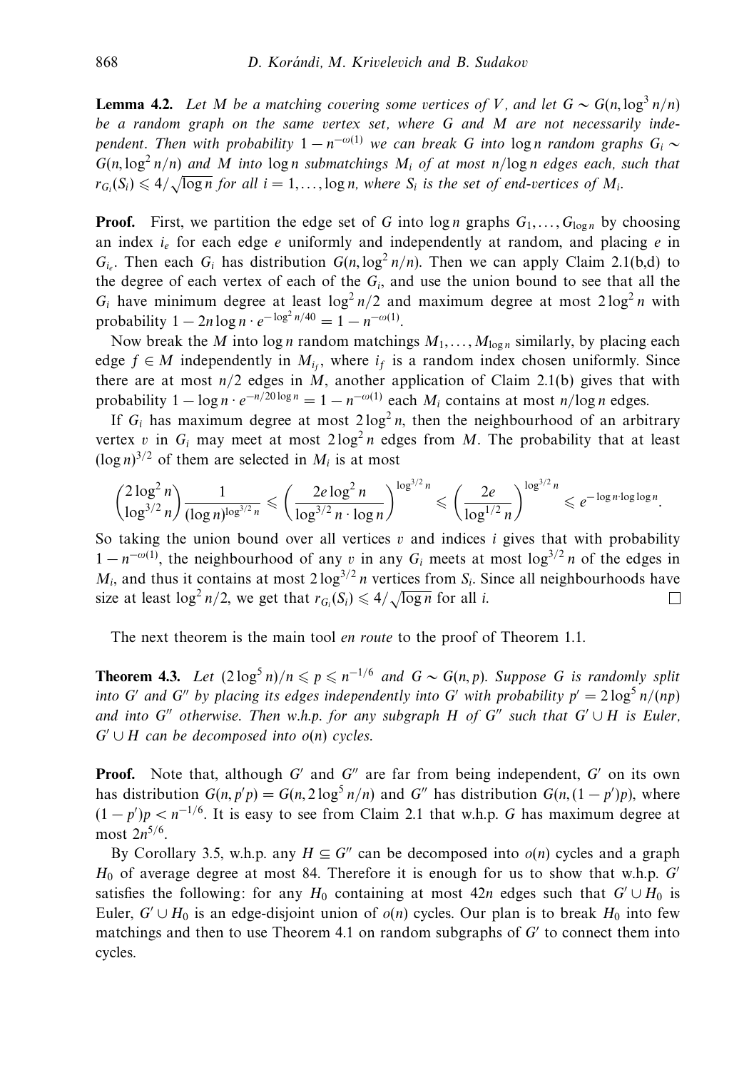**Lemma 4.2.** *Let $M$ be a matching covering some vertices of $V$, and let $G \sim G(n, \log^3 n/n)$ be a random graph on the same vertex set, where $G$ and $M$ are not necessarily independent. Then with probability $1 - n^{-\omega(1)}$ we can break $G$ into $\log n$ random graphs $G_i \sim G(n, \log^2 n/n)$ and $M$ into $\log n$ submatchings $M_i$ of at most $n/\log n$ edges each, such that $r_{G_i}(S_i) \leqslant 4/\sqrt{\log n}$ for all $i = 1, \ldots, \log n$, where $S_i$ is the set of end-vertices of $M_i$.*

**Proof.** First, we partition the edge set of $G$ into $\log n$ graphs $G_1, \ldots, G_{\log n}$ by choosing an index $i_e$ for each edge $e$ uniformly and independently at random, and placing $e$ in $G_{i_e}$. Then each $G_i$ has distribution $G(n, \log^2 n/n)$. Then we can apply Claim 2.1(b,d) to the degree of each vertex of each of the $G_i$, and use the union bound to see that all the $G_i$ have minimum degree at least $\log^2 n/2$ and maximum degree at most $2\log^2 n$ with probability $1 - 2n \log n \cdot e^{-\log^2 n/40} = 1 - n^{-\omega(1)}$.

Now break the $M$ into $\log n$ random matchings $M_1, \ldots, M_{\log n}$ similarly, by placing each edge $f \in M$ independently in $M_{i_f}$, where $i_f$ is a random index chosen uniformly. Since there are at most $n/2$ edges in $M$, another application of Claim 2.1(b) gives that with probability $1 - \log n \cdot e^{-n/20 \log n} = 1 - n^{-\omega(1)}$ each $M_i$ contains at most $n/\log n$ edges.

If $G_i$ has maximum degree at most $2\log^2 n$, then the neighbourhood of an arbitrary vertex $v$ in $G_i$ may meet at most $2\log^2 n$ edges from $M$. The probability that at least $(\log n)^{3/2}$ of them are selected in $M_i$ is at most

$$\binom{2\log^2 n}{\log^{3/2} n} \frac{1}{(\log n)^{\log^{3/2} n}} \leqslant \left( \frac{2e \log^2 n}{\log^{3/2} n \cdot \log n} \right)^{\log^{3/2} n} \leqslant \left( \frac{2e}{\log^{1/2} n} \right)^{\log^{3/2} n} \leqslant e^{-\log n \cdot \log \log n}.$$

So taking the union bound over all vertices $v$ and indices $i$ gives that with probability $1 - n^{-\omega(1)}$, the neighbourhood of any $v$ in any $G_i$ meets at most $\log^{3/2} n$ of the edges in $M_i$, and thus it contains at most $2\log^{3/2} n$ vertices from $S_i$. Since all neighbourhoods have size at least $\log^2 n/2$, we get that $r_{G_i}(S_i) \leqslant 4/\sqrt{\log n}$ for all $i$. □

The next theorem is the main tool *en route* to the proof of Theorem 1.1.

**Theorem 4.3.** *Let $(2\log^5 n)/n \leqslant p \leqslant n^{-1/6}$ and $G \sim G(n, p)$. Suppose $G$ is randomly split into $G'$ and $G''$ by placing its edges independently into $G'$ with probability $p' = 2\log^5 n/(np)$ and into $G''$ otherwise. Then w.h.p. for any subgraph $H$ of $G''$ such that $G' \cup H$ is Euler, $G' \cup H$ can be decomposed into $o(n)$ cycles.*

**Proof.** Note that, although $G'$ and $G''$ are far from being independent, $G'$ on its own has distribution $G(n, p'p) = G(n, 2\log^5 n/n)$ and $G''$ has distribution $G(n, (1 - p')p)$, where $(1 - p')p < n^{-1/6}$. It is easy to see from Claim 2.1 that w.h.p. $G$ has maximum degree at most $2n^{5/6}$.

By Corollary 3.5, w.h.p. any $H \subseteq G''$ can be decomposed into $o(n)$ cycles and a graph $H_0$ of average degree at most 84. Therefore it is enough for us to show that w.h.p. $G'$ satisfies the following: for any $H_0$ containing at most $42n$ edges such that $G' \cup H_0$ is Euler, $G' \cup H_0$ is an edge-disjoint union of $o(n)$ cycles. Our plan is to break $H_0$ into few matchings and then to use Theorem 4.1 on random subgraphs of $G'$ to connect them into cycles.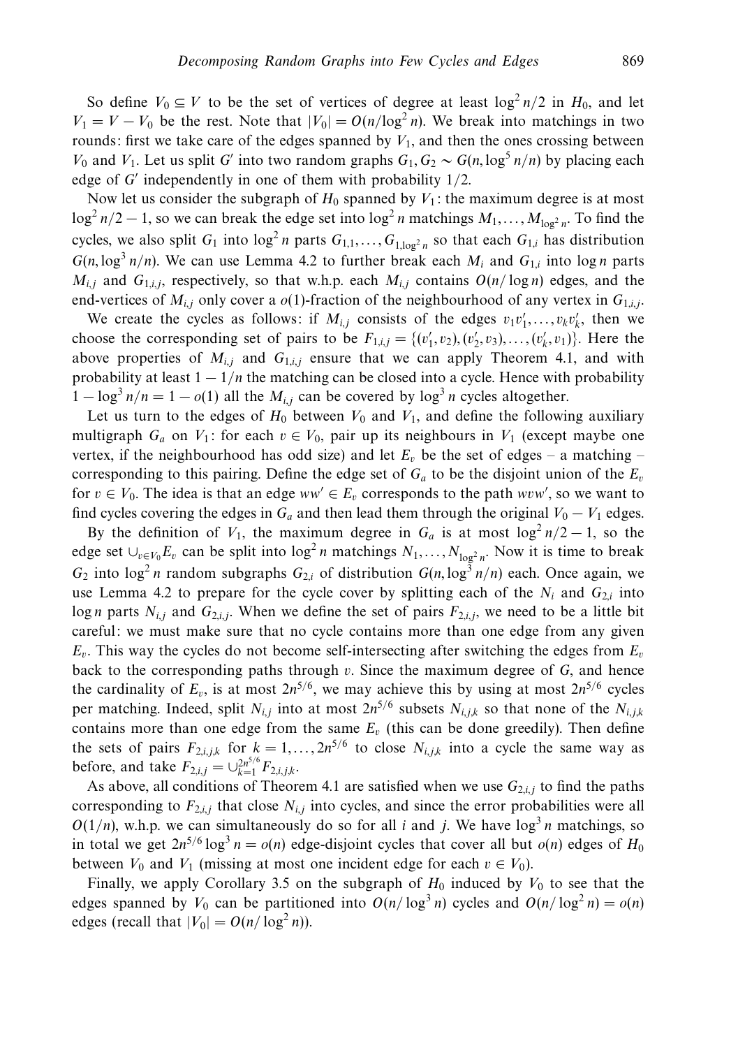So define $V_0 \subseteq V$ to be the set of vertices of degree at least $\log^2 n/2$ in $H_0$, and let $V_1 = V - V_0$ be the rest. Note that $|V_0| = O(n/\log^2 n)$. We break into matchings in two rounds: first we take care of the edges spanned by $V_1$, and then the ones crossing between $V_0$ and $V_1$. Let us split $G'$ into two random graphs $G_1, G_2 \sim G(n, \log^5 n/n)$ by placing each edge of $G'$ independently in one of them with probability $1/2$.

Now let us consider the subgraph of $H_0$ spanned by $V_1$: the maximum degree is at most $\log^2 n/2 - 1$, so we can break the edge set into $\log^2 n$ matchings $M_1, \ldots, M_{\log^2 n}$. To find the cycles, we also split $G_1$ into $\log^2 n$ parts $G_{1,1}, \ldots, G_{1,\log^2 n}$ so that each $G_{1,i}$ has distribution $G(n, \log^3 n/n)$. We can use Lemma 4.2 to further break each $M_i$ and $G_{1,i}$ into $\log n$ parts $M_{i,j}$ and $G_{1,i,j}$, respectively, so that w.h.p. each $M_{i,j}$ contains $O(n/\log n)$ edges, and the end-vertices of $M_{i,j}$ only cover a $o(1)$-fraction of the neighbourhood of any vertex in $G_{1,i,j}$.

We create the cycles as follows: if $M_{i,j}$ consists of the edges $v_1v_1', \ldots, v_kv_k'$, then we choose the corresponding set of pairs to be $F_{1,i,j} = \{(v_1', v_2), (v_2', v_3), \ldots, (v_k', v_1)\}$. Here the above properties of $M_{i,j}$ and $G_{1,i,j}$ ensure that we can apply Theorem 4.1, and with probability at least $1 - 1/n$ the matching can be closed into a cycle. Hence with probability $1 - \log^3 n/n = 1 - o(1)$ all the $M_{i,j}$ can be covered by $\log^3 n$ cycles altogether.

Let us turn to the edges of $H_0$ between $V_0$ and $V_1$, and define the following auxiliary multigraph $G_a$ on $V_1$: for each $v \in V_0$, pair up its neighbours in $V_1$ (except maybe one vertex, if the neighbourhood has odd size) and let $E_v$ be the set of edges – a matching – corresponding to this pairing. Define the edge set of $G_a$ to be the disjoint union of the $E_v$ for $v \in V_0$. The idea is that an edge $ww' \in E_v$ corresponds to the path $wvw'$, so we want to find cycles covering the edges in $G_a$ and then lead them through the original $V_0 - V_1$ edges.

By the definition of $V_1$, the maximum degree in $G_a$ is at most $\log^2 n/2 - 1$, so the edge set $\cup_{v \in V_0} E_v$ can be split into $\log^2 n$ matchings $N_1, \ldots, N_{\log^2 n}$. Now it is time to break $G_2$ into $\log^2 n$ random subgraphs $G_{2,i}$ of distribution $G(n, \log^3 n/n)$ each. Once again, we use Lemma 4.2 to prepare for the cycle cover by splitting each of the $N_i$ and $G_{2,i}$ into $\log n$ parts $N_{i,j}$ and $G_{2,i,j}$. When we define the set of pairs $F_{2,i,j}$, we need to be a little bit careful: we must make sure that no cycle contains more than one edge from any given $E_v$. This way the cycles do not become self-intersecting after switching the edges from $E_v$ back to the corresponding paths through $v$. Since the maximum degree of $G$, and hence the cardinality of $E_v$, is at most $2n^{5/6}$, we may achieve this by using at most $2n^{5/6}$ cycles per matching. Indeed, split $N_{i,j}$ into at most $2n^{5/6}$ subsets $N_{i,j,k}$ so that none of the $N_{i,j,k}$ contains more than one edge from the same $E_v$ (this can be done greedily). Then define the sets of pairs $F_{2,i,j,k}$ for $k = 1, \ldots, 2n^{5/6}$ to close $N_{i,j,k}$ into a cycle the same way as before, and take $F_{2,i,j} = \cup_{k=1}^{2n^{5/6}} F_{2,i,j,k}$.

As above, all conditions of Theorem 4.1 are satisfied when we use $G_{2,i,j}$ to find the paths corresponding to $F_{2,i,j}$ that close $N_{i,j}$ into cycles, and since the error probabilities were all $O(1/n)$, w.h.p. we can simultaneously do so for all $i$ and $j$. We have $\log^3 n$ matchings, so in total we get $2n^{5/6} \log^3 n = o(n)$ edge-disjoint cycles that cover all but $o(n)$ edges of $H_0$ between $V_0$ and $V_1$ (missing at most one incident edge for each $v \in V_0$).

Finally, we apply Corollary 3.5 on the subgraph of $H_0$ induced by $V_0$ to see that the edges spanned by $V_0$ can be partitioned into $O(n/\log^3 n)$ cycles and $O(n/\log^2 n) = o(n)$ edges (recall that $|V_0| = O(n/\log^2 n)$).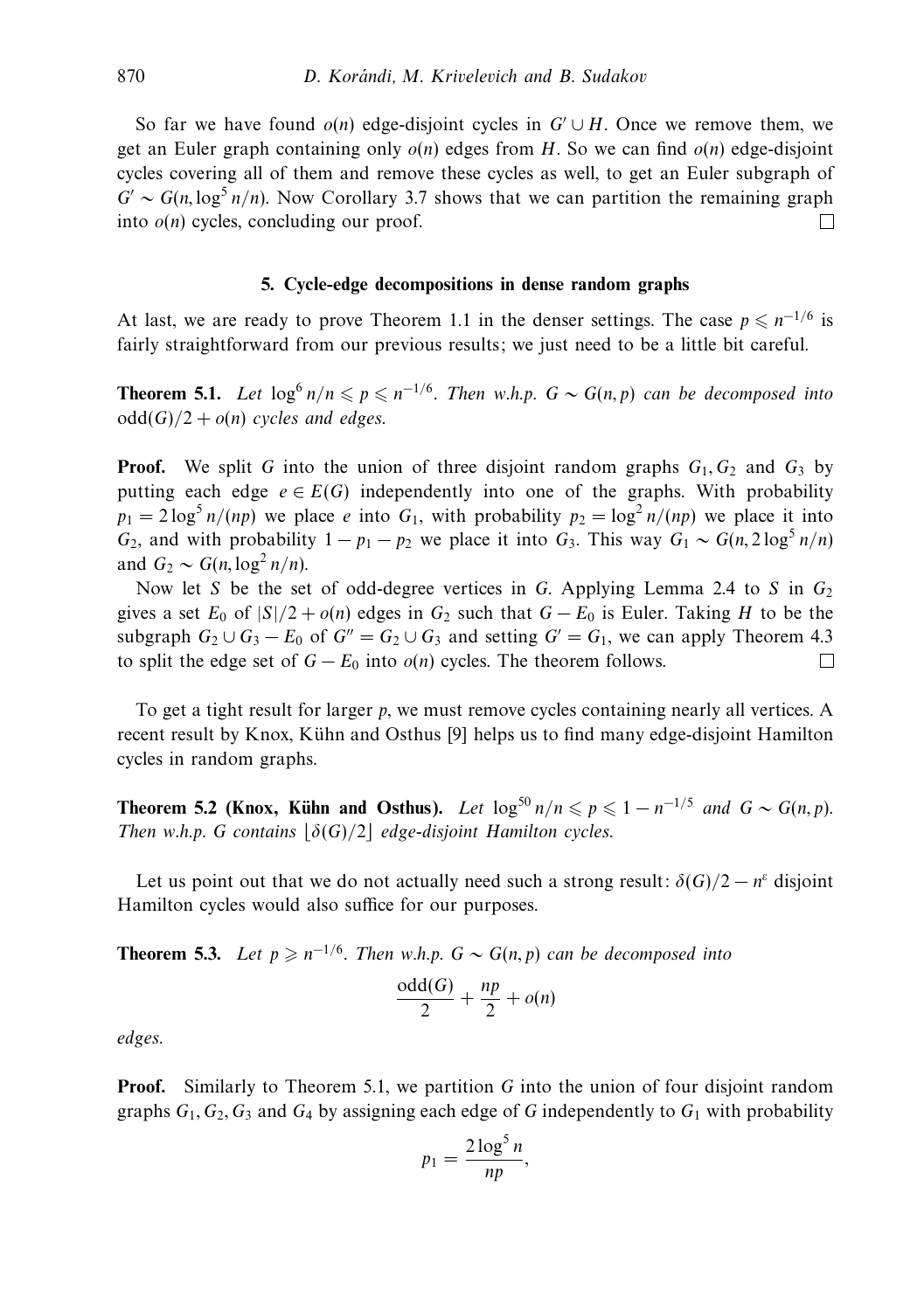So far we have found $o(n)$ edge-disjoint cycles in $G' \cup H$. Once we remove them, we get an Euler graph containing only $o(n)$ edges from $H$. So we can find $o(n)$ edge-disjoint cycles covering all of them and remove these cycles as well, to get an Euler subgraph of $G' \sim G(n, \log^5 n/n)$. Now Corollary 3.7 shows that we can partition the remaining graph into $o(n)$ cycles, concluding our proof. $\square$

## 5. Cycle-edge decompositions in dense random graphs

At last, we are ready to prove Theorem 1.1 in the denser settings. The case $p \leqslant n^{-1/6}$ is fairly straightforward from our previous results; we just need to be a little bit careful.

**Theorem 5.1.** *Let $\log^6 n/n \leqslant p \leqslant n^{-1/6}$. Then w.h.p. $G \sim G(n, p)$ can be decomposed into $\mathrm{odd}(G)/2 + o(n)$ cycles and edges.*

**Proof.** We split $G$ into the union of three disjoint random graphs $G_1, G_2$ and $G_3$ by putting each edge $e \in E(G)$ independently into one of the graphs. With probability $p_1 = 2\log^5 n/(np)$ we place $e$ into $G_1$, with probability $p_2 = \log^2 n/(np)$ we place it into $G_2$, and with probability $1 - p_1 - p_2$ we place it into $G_3$. This way $G_1 \sim G(n, 2\log^5 n/n)$ and $G_2 \sim G(n, \log^2 n/n)$.

Now let $S$ be the set of odd-degree vertices in $G$. Applying Lemma 2.4 to $S$ in $G_2$ gives a set $E_0$ of $|S|/2 + o(n)$ edges in $G_2$ such that $G - E_0$ is Euler. Taking $H$ to be the subgraph $G_2 \cup G_3 - E_0$ of $G'' = G_2 \cup G_3$ and setting $G' = G_1$, we can apply Theorem 4.3 to split the edge set of $G - E_0$ into $o(n)$ cycles. The theorem follows. $\square$

To get a tight result for larger $p$, we must remove cycles containing nearly all vertices. A recent result by Knox, Kühn and Osthus [9] helps us to find many edge-disjoint Hamilton cycles in random graphs.

**Theorem 5.2 (Knox, Kühn and Osthus).** *Let $\log^{50} n/n \leqslant p \leqslant 1 - n^{-1/5}$ and $G \sim G(n, p)$. Then w.h.p. $G$ contains $\lfloor \delta(G)/2 \rfloor$ edge-disjoint Hamilton cycles.*

Let us point out that we do not actually need such a strong result: $\delta(G)/2 - n^{\varepsilon}$ disjoint Hamilton cycles would also suffice for our purposes.

**Theorem 5.3.** *Let $p \geqslant n^{-1/6}$. Then w.h.p. $G \sim G(n, p)$ can be decomposed into*

$$\frac{\mathrm{odd}(G)}{2} + \frac{np}{2} + o(n)$$

*edges.*

**Proof.** Similarly to Theorem 5.1, we partition $G$ into the union of four disjoint random graphs $G_1, G_2, G_3$ and $G_4$ by assigning each edge of $G$ independently to $G_1$ with probability

$$p_1 = \frac{2\log^5 n}{np},$$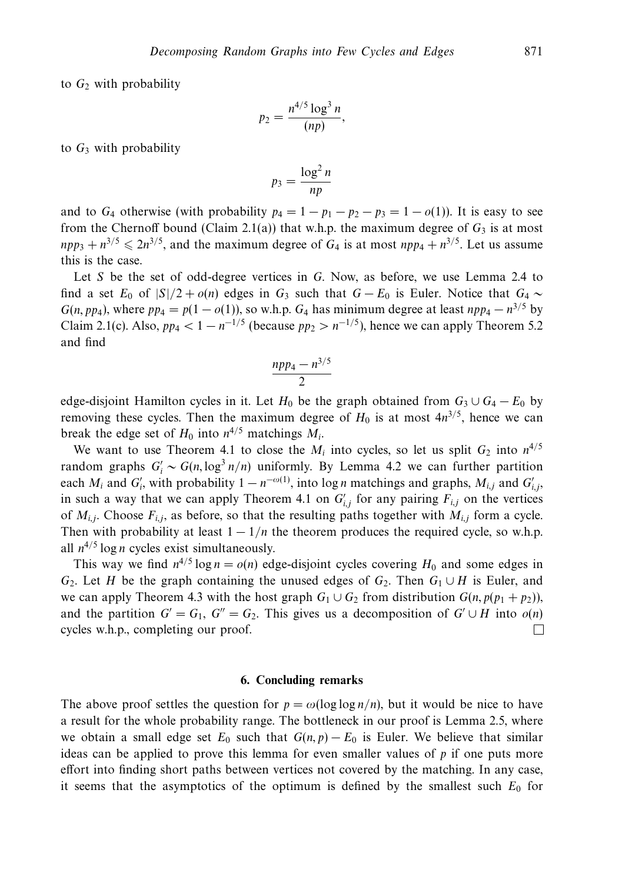to $G_2$ with probability

$$p_2 = \frac{n^{4/5} \log^3 n}{(np)},$$

to $G_3$ with probability

$$p_3 = \frac{\log^2 n}{np}$$

and to $G_4$ otherwise (with probability $p_4 = 1 - p_1 - p_2 - p_3 = 1 - o(1)$). It is easy to see from the Chernoff bound (Claim 2.1(a)) that w.h.p. the maximum degree of $G_3$ is at most $npp_3 + n^{3/5} \leqslant 2n^{3/5}$, and the maximum degree of $G_4$ is at most $npp_4 + n^{3/5}$. Let us assume this is the case.

Let $S$ be the set of odd-degree vertices in $G$. Now, as before, we use Lemma 2.4 to find a set $E_0$ of $|S|/2 + o(n)$ edges in $G_3$ such that $G - E_0$ is Euler. Notice that $G_4 \sim G(n, pp_4)$, where $pp_4 = p(1 - o(1))$, so w.h.p. $G_4$ has minimum degree at least $npp_4 - n^{3/5}$ by Claim 2.1(c). Also, $pp_4 < 1 - n^{-1/5}$ (because $pp_2 > n^{-1/5}$), hence we can apply Theorem 5.2 and find

$$\frac{npp_4 - n^{3/5}}{2}$$

edge-disjoint Hamilton cycles in it. Let $H_0$ be the graph obtained from $G_3 \cup G_4 - E_0$ by removing these cycles. Then the maximum degree of $H_0$ is at most $4n^{3/5}$, hence we can break the edge set of $H_0$ into $n^{4/5}$ matchings $M_i$.

We want to use Theorem 4.1 to close the $M_i$ into cycles, so let us split $G_2$ into $n^{4/5}$ random graphs $G'_i \sim G(n, \log^3 n/n)$ uniformly. By Lemma 4.2 we can further partition each $M_i$ and $G'_i$, with probability $1 - n^{-\omega(1)}$, into $\log n$ matchings and graphs, $M_{i,j}$ and $G'_{i,j}$, in such a way that we can apply Theorem 4.1 on $G'_{i,j}$ for any pairing $F_{i,j}$ on the vertices of $M_{i,j}$. Choose $F_{i,j}$, as before, so that the resulting paths together with $M_{i,j}$ form a cycle. Then with probability at least $1 - 1/n$ the theorem produces the required cycle, so w.h.p. all $n^{4/5} \log n$ cycles exist simultaneously.

This way we find $n^{4/5} \log n = o(n)$ edge-disjoint cycles covering $H_0$ and some edges in $G_2$. Let $H$ be the graph containing the unused edges of $G_2$. Then $G_1 \cup H$ is Euler, and we can apply Theorem 4.3 with the host graph $G_1 \cup G_2$ from distribution $G(n, p(p_1 + p_2))$, and the partition $G' = G_1$, $G'' = G_2$. This gives us a decomposition of $G' \cup H$ into $o(n)$ cycles w.h.p., completing our proof. □

## 6. Concluding remarks

The above proof settles the question for $p = \omega(\log \log n/n)$, but it would be nice to have a result for the whole probability range. The bottleneck in our proof is Lemma 2.5, where we obtain a small edge set $E_0$ such that $G(n, p) - E_0$ is Euler. We believe that similar ideas can be applied to prove this lemma for even smaller values of $p$ if one puts more effort into finding short paths between vertices not covered by the matching. In any case, it seems that the asymptotics of the optimum is defined by the smallest such $E_0$ for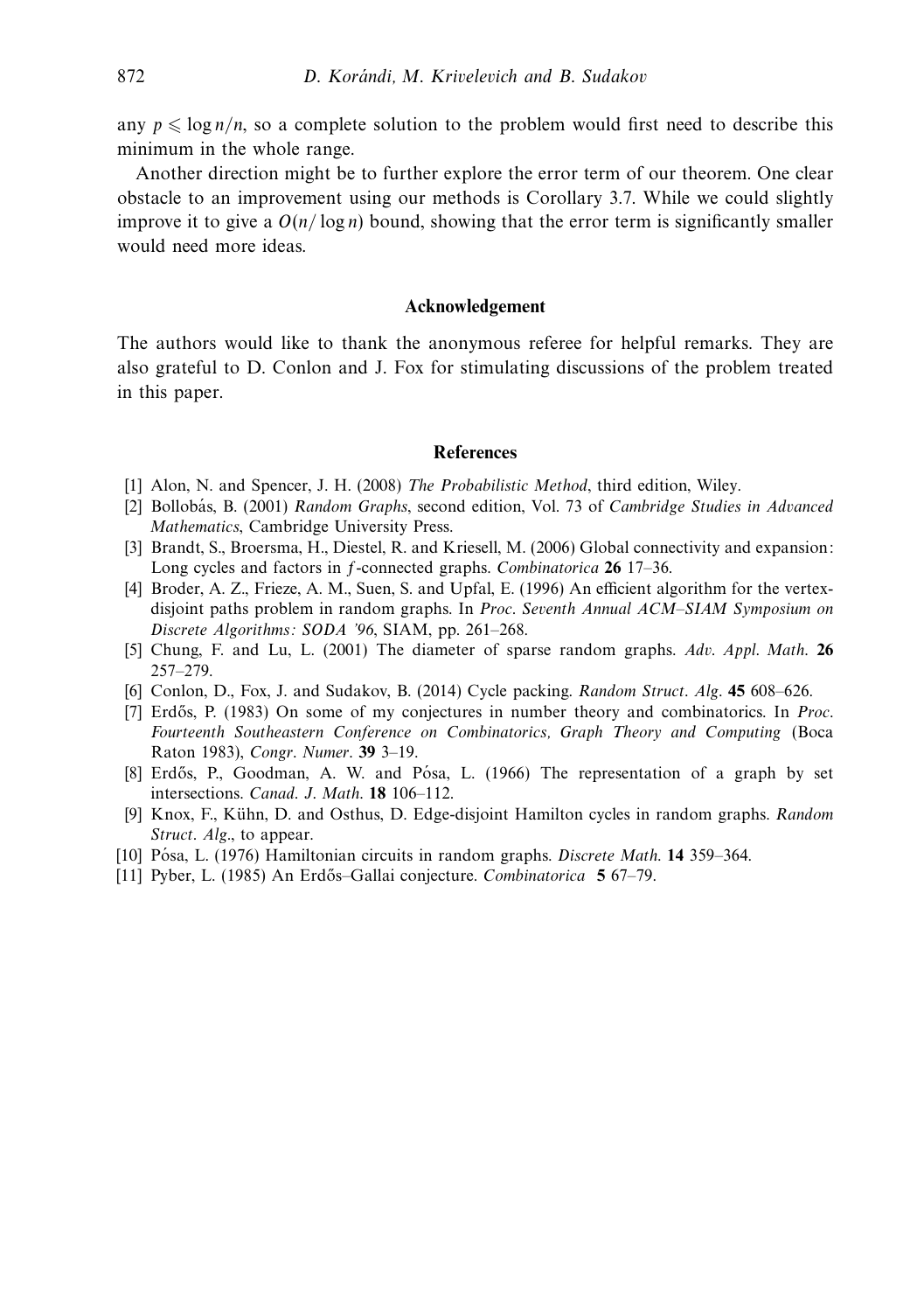any $p \leqslant \log n/n$, so a complete solution to the problem would first need to describe this minimum in the whole range.

Another direction might be to further explore the error term of our theorem. One clear obstacle to an improvement using our methods is Corollary 3.7. While we could slightly improve it to give a $O(n/\log n)$ bound, showing that the error term is significantly smaller would need more ideas.

## Acknowledgement

The authors would like to thank the anonymous referee for helpful remarks. They are also grateful to D. Conlon and J. Fox for stimulating discussions of the problem treated in this paper.

## References

[1] Alon, N. and Spencer, J. H. (2008) *The Probabilistic Method*, third edition, Wiley.

[2] Bollobás, B. (2001) *Random Graphs*, second edition, Vol. 73 of *Cambridge Studies in Advanced Mathematics*, Cambridge University Press.

[3] Brandt, S., Broersma, H., Diestel, R. and Kriesell, M. (2006) Global connectivity and expansion: Long cycles and factors in $f$-connected graphs. *Combinatorica* **26** 17–36.

[4] Broder, A. Z., Frieze, A. M., Suen, S. and Upfal, E. (1996) An efficient algorithm for the vertex-disjoint paths problem in random graphs. In *Proc. Seventh Annual ACM–SIAM Symposium on Discrete Algorithms: SODA '96*, SIAM, pp. 261–268.

[5] Chung, F. and Lu, L. (2001) The diameter of sparse random graphs. *Adv. Appl. Math.* **26** 257–279.

[6] Conlon, D., Fox, J. and Sudakov, B. (2014) Cycle packing. *Random Struct. Alg.* **45** 608–626.

[7] Erdős, P. (1983) On some of my conjectures in number theory and combinatorics. In *Proc. Fourteenth Southeastern Conference on Combinatorics, Graph Theory and Computing* (Boca Raton 1983), *Congr. Numer.* **39** 3–19.

[8] Erdős, P., Goodman, A. W. and Pósa, L. (1966) The representation of a graph by set intersections. *Canad. J. Math.* **18** 106–112.

[9] Knox, F., Kühn, D. and Osthus, D. Edge-disjoint Hamilton cycles in random graphs. *Random Struct. Alg.*, to appear.

[10] Pósa, L. (1976) Hamiltonian circuits in random graphs. *Discrete Math.* **14** 359–364.

[11] Pyber, L. (1985) An Erdős–Gallai conjecture. *Combinatorica* **5** 67–79.